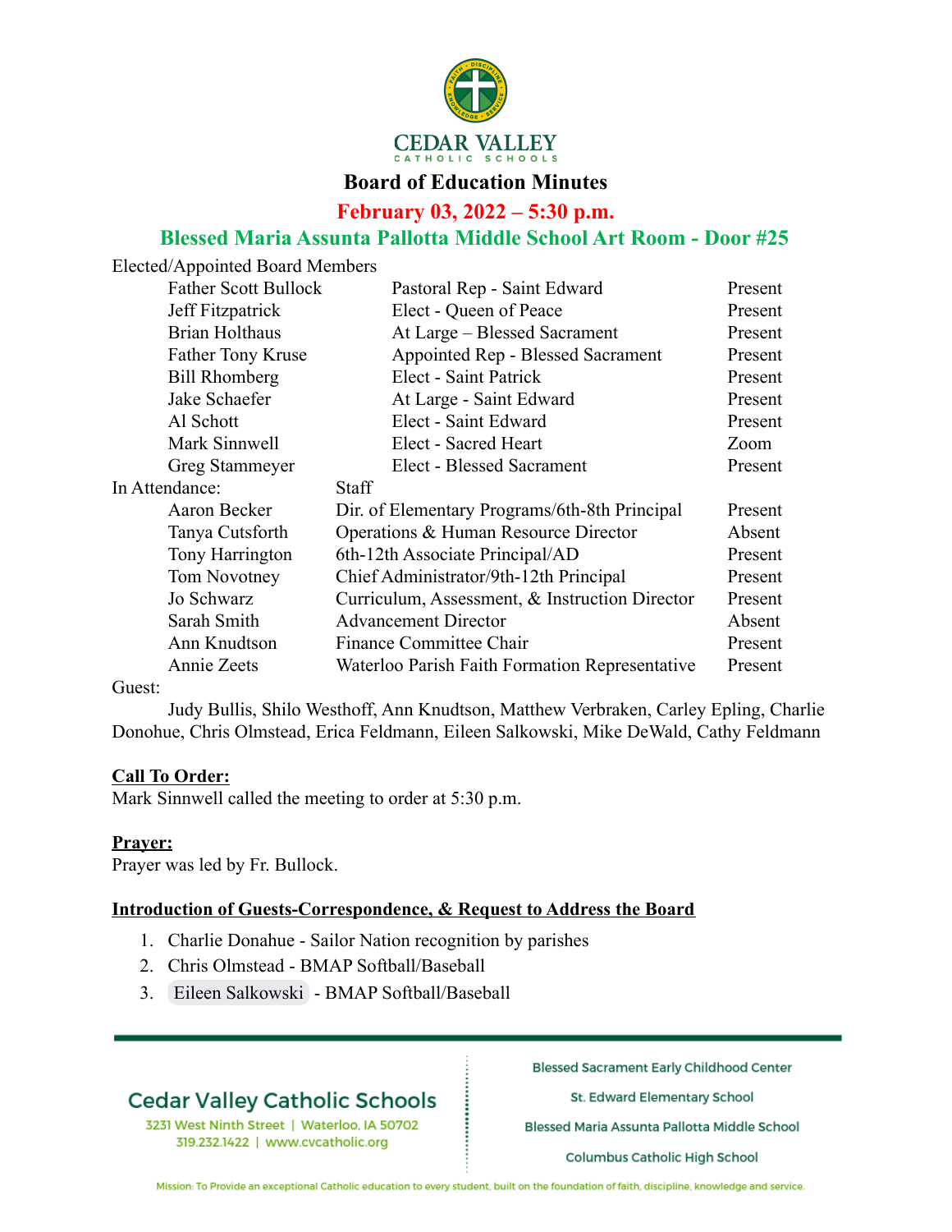# CEDAR VALLEY CATHOLIC SCHOOLS

## Board of Education Minutes

**February 03, 2022 – 5:30 p.m.**

**Blessed Maria Assunta Pallotta Middle School Art Room - Door #25**

Elected/Appointed Board Members

| Name | Role | Status |
|---|---|---|
| Father Scott Bullock | Pastoral Rep - Saint Edward | Present |
| Jeff Fitzpatrick | Elect - Queen of Peace | Present |
| Brian Holthaus | At Large – Blessed Sacrament | Present |
| Father Tony Kruse | Appointed Rep - Blessed Sacrament | Present |
| Bill Rhomberg | Elect - Saint Patrick | Present |
| Jake Schaefer | At Large - Saint Edward | Present |
| Al Schott | Elect - Saint Edward | Present |
| Mark Sinnwell | Elect - Sacred Heart | Zoom |
| Greg Stammeyer | Elect - Blessed Sacrament | Present |

In Attendance: Staff

| Name | Role | Status |
|---|---|---|
| Aaron Becker | Dir. of Elementary Programs/6th-8th Principal | Present |
| Tanya Cutsforth | Operations & Human Resource Director | Absent |
| Tony Harrington | 6th-12th Associate Principal/AD | Present |
| Tom Novotney | Chief Administrator/9th-12th Principal | Present |
| Jo Schwarz | Curriculum, Assessment, & Instruction Director | Present |
| Sarah Smith | Advancement Director | Absent |
| Ann Knudtson | Finance Committee Chair | Present |
| Annie Zeets | Waterloo Parish Faith Formation Representative | Present |

Guest:

Judy Bullis, Shilo Westhoff, Ann Knudtson, Matthew Verbraken, Carley Epling, Charlie Donohue, Chris Olmstead, Erica Feldmann, Eileen Salkowski, Mike DeWald, Cathy Feldmann

**Call To Order:**

Mark Sinnwell called the meeting to order at 5:30 p.m.

**Prayer:**

Prayer was led by Fr. Bullock.

**Introduction of Guests-Correspondence, & Request to Address the Board**

1. Charlie Donahue - Sailor Nation recognition by parishes
2. Chris Olmstead - BMAP Softball/Baseball
3. Eileen Salkowski - BMAP Softball/Baseball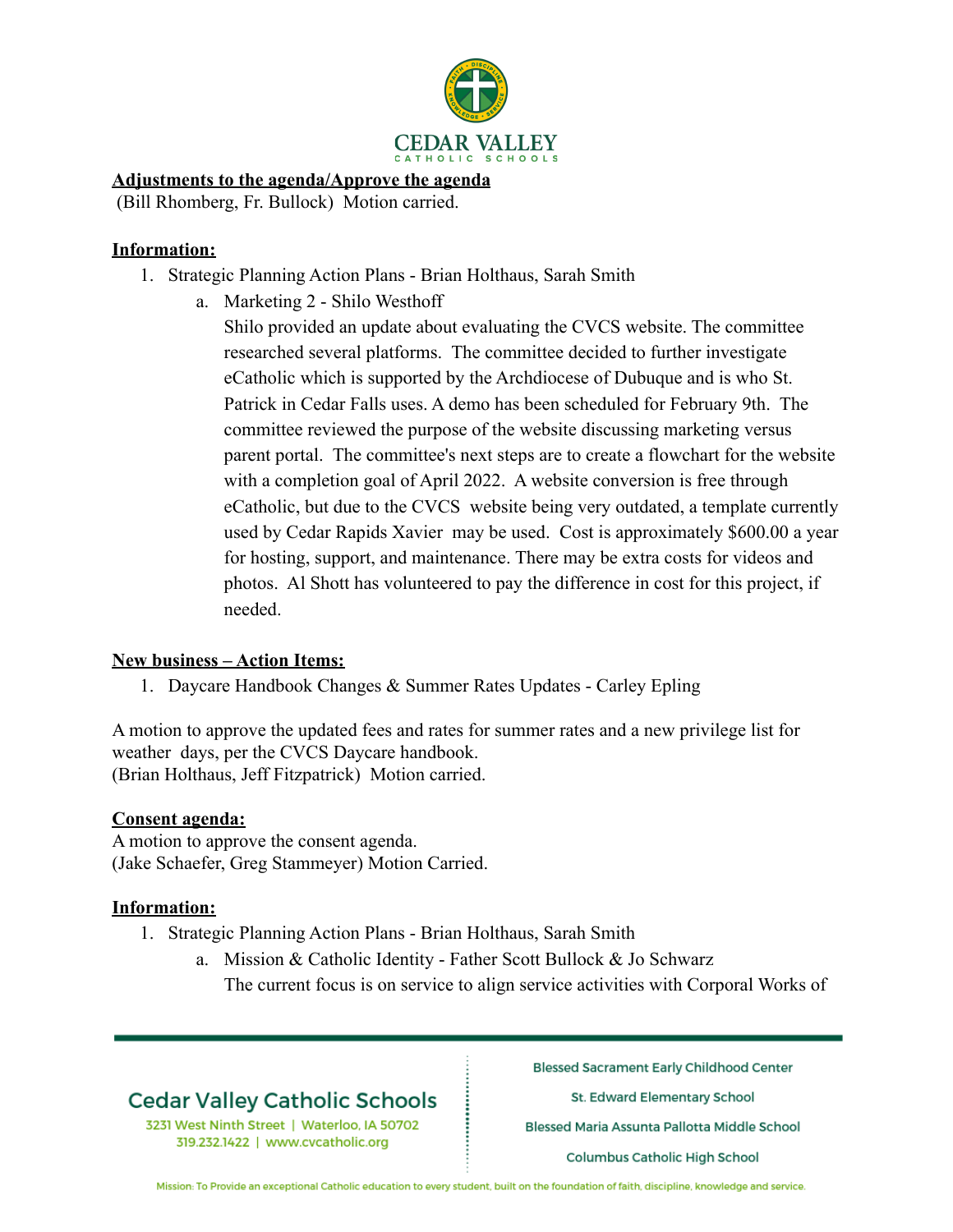**Adjustments to the agenda/Approve the agenda**

(Bill Rhomberg, Fr. Bullock) Motion carried.

**Information:**

1. Strategic Planning Action Plans - Brian Holthaus, Sarah Smith
   a. Marketing 2 - Shilo Westhoff

      Shilo provided an update about evaluating the CVCS website. The committee researched several platforms. The committee decided to further investigate eCatholic which is supported by the Archdiocese of Dubuque and is who St. Patrick in Cedar Falls uses. A demo has been scheduled for February 9th. The committee reviewed the purpose of the website discussing marketing versus parent portal. The committee's next steps are to create a flowchart for the website with a completion goal of April 2022. A website conversion is free through eCatholic, but due to the CVCS website being very outdated, a template currently used by Cedar Rapids Xavier may be used. Cost is approximately $600.00 a year for hosting, support, and maintenance. There may be extra costs for videos and photos. Al Shott has volunteered to pay the difference in cost for this project, if needed.

**New business – Action Items:**

1. Daycare Handbook Changes & Summer Rates Updates - Carley Epling

A motion to approve the updated fees and rates for summer rates and a new privilege list for weather days, per the CVCS Daycare handbook.
(Brian Holthaus, Jeff Fitzpatrick) Motion carried.

**Consent agenda:**

A motion to approve the consent agenda.
(Jake Schaefer, Greg Stammeyer) Motion Carried.

**Information:**

1. Strategic Planning Action Plans - Brian Holthaus, Sarah Smith
   a. Mission & Catholic Identity - Father Scott Bullock & Jo Schwarz

      The current focus is on service to align service activities with Corporal Works of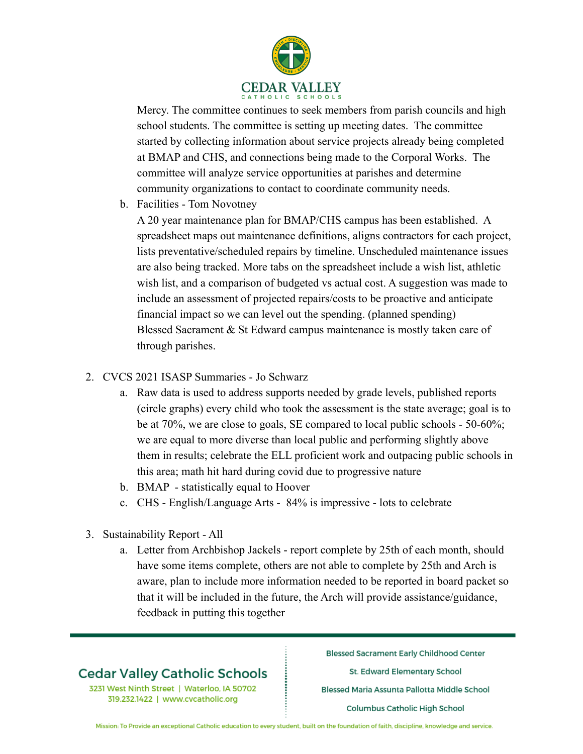Mercy. The committee continues to seek members from parish councils and high school students. The committee is setting up meeting dates. The committee started by collecting information about service projects already being completed at BMAP and CHS, and connections being made to the Corporal Works. The committee will analyze service opportunities at parishes and determine community organizations to contact to coordinate community needs.

   b. Facilities - Tom Novotney

      A 20 year maintenance plan for BMAP/CHS campus has been established. A spreadsheet maps out maintenance definitions, aligns contractors for each project, lists preventative/scheduled repairs by timeline. Unscheduled maintenance issues are also being tracked. More tabs on the spreadsheet include a wish list, athletic wish list, and a comparison of budgeted vs actual cost. A suggestion was made to include an assessment of projected repairs/costs to be proactive and anticipate financial impact so we can level out the spending. (planned spending)
      Blessed Sacrament & St Edward campus maintenance is mostly taken care of through parishes.

2. CVCS 2021 ISASP Summaries - Jo Schwarz
   a. Raw data is used to address supports needed by grade levels, published reports (circle graphs) every child who took the assessment is the state average; goal is to be at 70%, we are close to goals, SE compared to local public schools - 50-60%; we are equal to more diverse than local public and performing slightly above them in results; celebrate the ELL proficient work and outpacing public schools in this area; math hit hard during covid due to progressive nature
   b. BMAP - statistically equal to Hoover
   c. CHS - English/Language Arts - 84% is impressive - lots to celebrate

3. Sustainability Report - All
   a. Letter from Archbishop Jackels - report complete by 25th of each month, should have some items complete, others are not able to complete by 25th and Arch is aware, plan to include more information needed to be reported in board packet so that it will be included in the future, the Arch will provide assistance/guidance, feedback in putting this together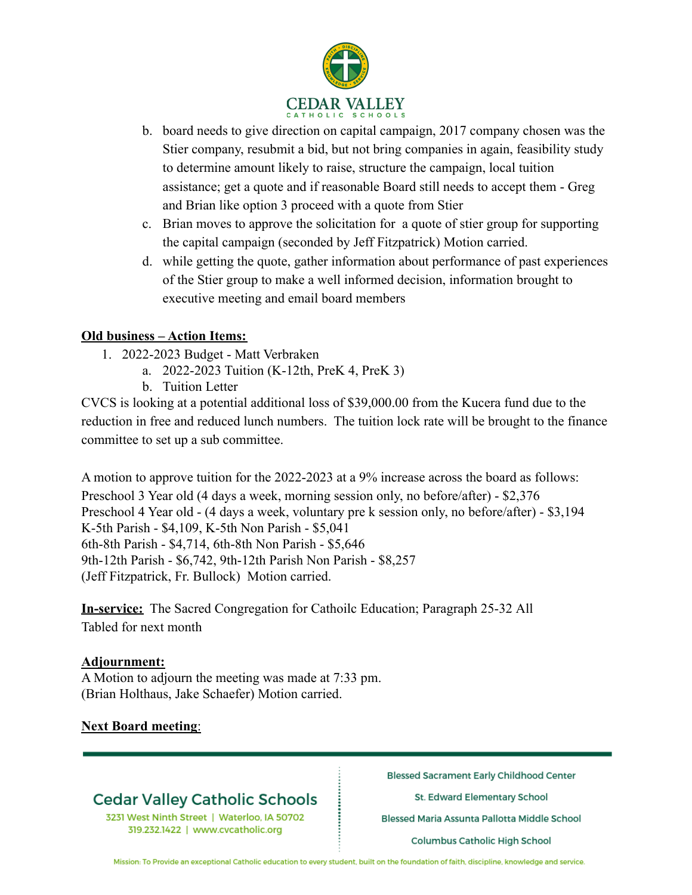b. board needs to give direction on capital campaign, 2017 company chosen was the Stier company, resubmit a bid, but not bring companies in again, feasibility study to determine amount likely to raise, structure the campaign, local tuition assistance; get a quote and if reasonable Board still needs to accept them - Greg and Brian like option 3 proceed with a quote from Stier
c. Brian moves to approve the solicitation for a quote of stier group for supporting the capital campaign (seconded by Jeff Fitzpatrick) Motion carried.
d. while getting the quote, gather information about performance of past experiences of the Stier group to make a well informed decision, information brought to executive meeting and email board members

**Old business – Action Items:**

1. 2022-2023 Budget - Matt Verbraken
   a. 2022-2023 Tuition (K-12th, PreK 4, PreK 3)
   b. Tuition Letter

CVCS is looking at a potential additional loss of $39,000.00 from the Kucera fund due to the reduction in free and reduced lunch numbers. The tuition lock rate will be brought to the finance committee to set up a sub committee.

A motion to approve tuition for the 2022-2023 at a 9% increase across the board as follows:
Preschool 3 Year old (4 days a week, morning session only, no before/after) - $2,376
Preschool 4 Year old - (4 days a week, voluntary pre k session only, no before/after) - $3,194
K-5th Parish - $4,109, K-5th Non Parish - $5,041
6th-8th Parish - $4,714, 6th-8th Non Parish - $5,646
9th-12th Parish - $6,742, 9th-12th Parish Non Parish - $8,257
(Jeff Fitzpatrick, Fr. Bullock) Motion carried.

**In-service:** The Sacred Congregation for Cathoilc Education; Paragraph 25-32 All
Tabled for next month

**Adjournment:**
A Motion to adjourn the meeting was made at 7:33 pm.
(Brian Holthaus, Jake Schaefer) Motion carried.

**Next Board meeting**: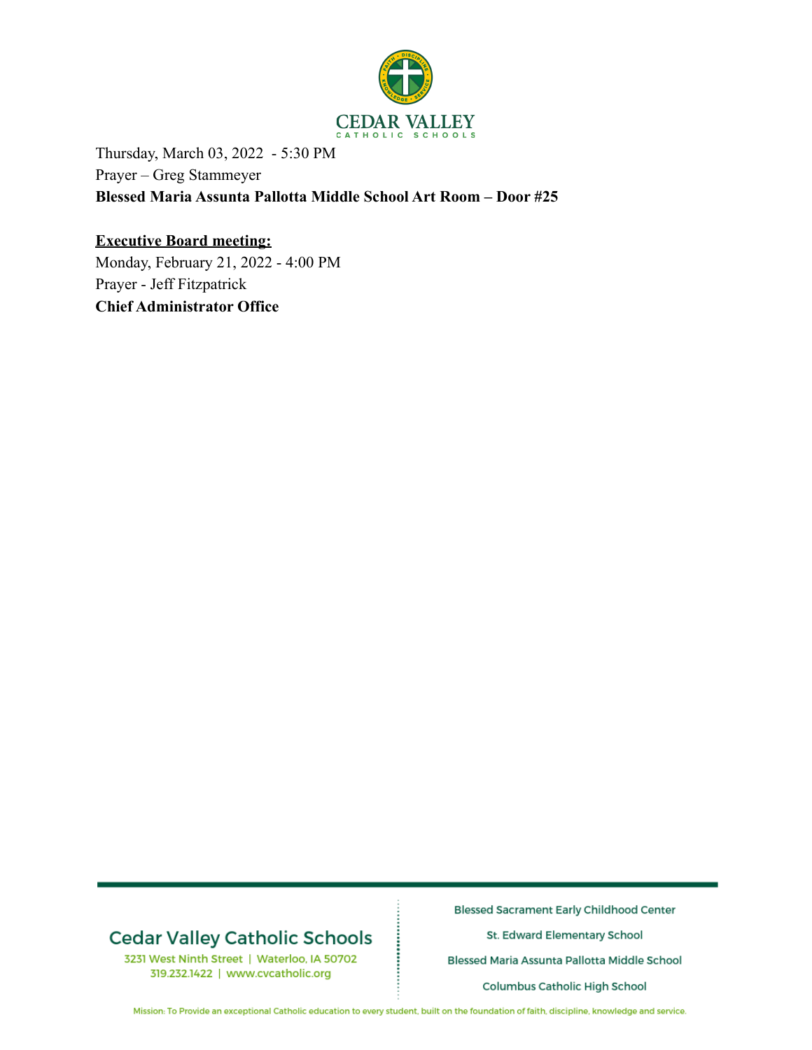Thursday, March 03, 2022 - 5:30 PM
Prayer – Greg Stammeyer
**Blessed Maria Assunta Pallotta Middle School Art Room – Door #25**

**Executive Board meeting:**
Monday, February 21, 2022 - 4:00 PM
Prayer - Jeff Fitzpatrick
**Chief Administrator Office**